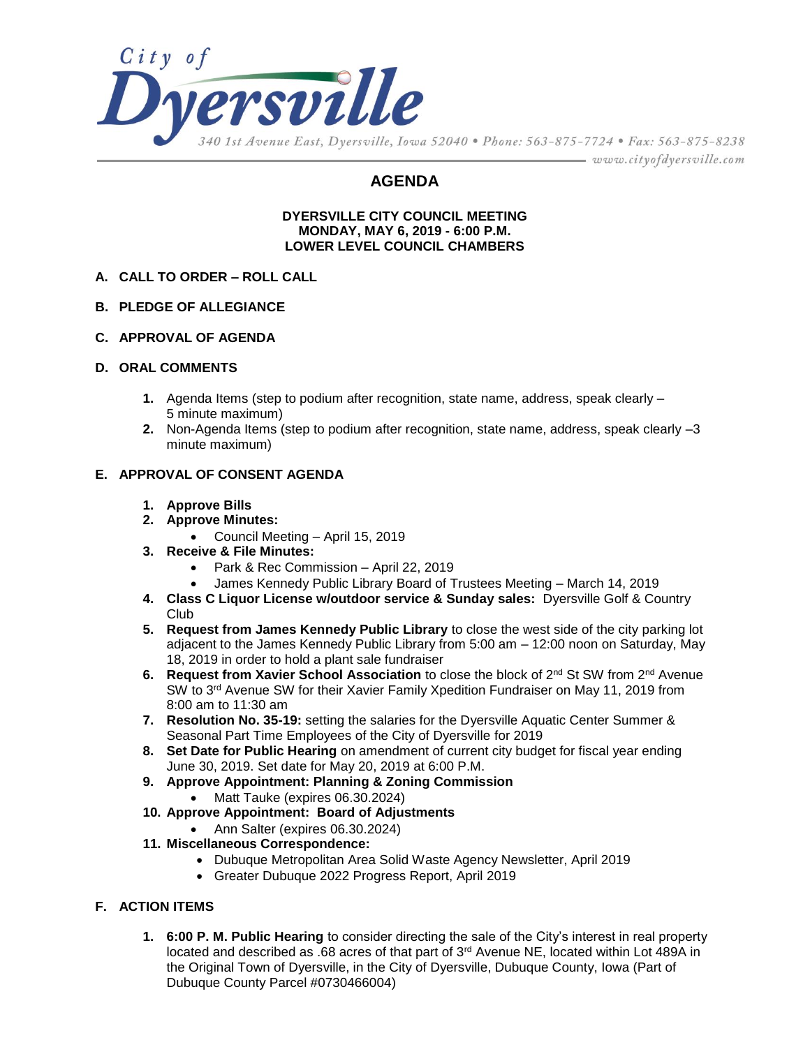City of Dyersville

340 1st Avenue East, Dyersville, Iowa 52040 • Phone: 563-875-7724 • Fax: 563-875-8238

www.cityofdyersville.com

# AGENDA

**DYERSVILLE CITY COUNCIL MEETING**
**MONDAY, MAY 6, 2019 - 6:00 P.M.**
**LOWER LEVEL COUNCIL CHAMBERS**

**A. CALL TO ORDER – ROLL CALL**

**B. PLEDGE OF ALLEGIANCE**

**C. APPROVAL OF AGENDA**

**D. ORAL COMMENTS**

1. Agenda Items (step to podium after recognition, state name, address, speak clearly – 5 minute maximum)
2. Non-Agenda Items (step to podium after recognition, state name, address, speak clearly –3 minute maximum)

**E. APPROVAL OF CONSENT AGENDA**

1. **Approve Bills**
2. **Approve Minutes:**
   - Council Meeting – April 15, 2019
3. **Receive & File Minutes:**
   - Park & Rec Commission – April 22, 2019
   - James Kennedy Public Library Board of Trustees Meeting – March 14, 2019
4. **Class C Liquor License w/outdoor service & Sunday sales:** Dyersville Golf & Country Club
5. **Request from James Kennedy Public Library** to close the west side of the city parking lot adjacent to the James Kennedy Public Library from 5:00 am – 12:00 noon on Saturday, May 18, 2019 in order to hold a plant sale fundraiser
6. **Request from Xavier School Association** to close the block of 2nd St SW from 2nd Avenue SW to 3rd Avenue SW for their Xavier Family Xpedition Fundraiser on May 11, 2019 from 8:00 am to 11:30 am
7. **Resolution No. 35-19:** setting the salaries for the Dyersville Aquatic Center Summer & Seasonal Part Time Employees of the City of Dyersville for 2019
8. **Set Date for Public Hearing** on amendment of current city budget for fiscal year ending June 30, 2019. Set date for May 20, 2019 at 6:00 P.M.
9. **Approve Appointment: Planning & Zoning Commission**
   - Matt Tauke (expires 06.30.2024)
10. **Approve Appointment: Board of Adjustments**
    - Ann Salter (expires 06.30.2024)
11. **Miscellaneous Correspondence:**
    - Dubuque Metropolitan Area Solid Waste Agency Newsletter, April 2019
    - Greater Dubuque 2022 Progress Report, April 2019

**F. ACTION ITEMS**

1. **6:00 P. M. Public Hearing** to consider directing the sale of the City's interest in real property located and described as .68 acres of that part of 3rd Avenue NE, located within Lot 489A in the Original Town of Dyersville, in the City of Dyersville, Dubuque County, Iowa (Part of Dubuque County Parcel #0730466004)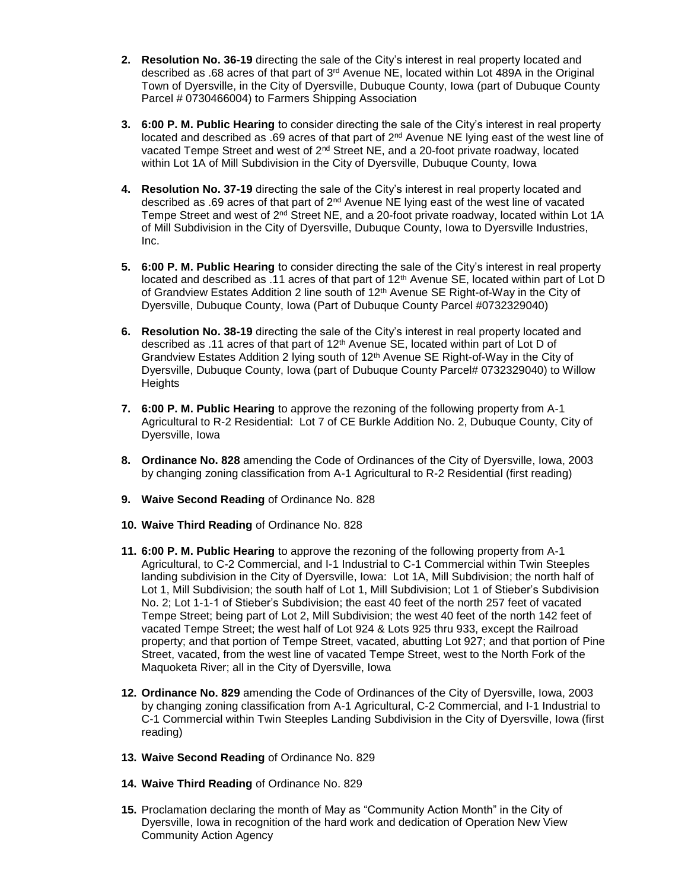2. **Resolution No. 36-19** directing the sale of the City's interest in real property located and described as .68 acres of that part of 3rd Avenue NE, located within Lot 489A in the Original Town of Dyersville, in the City of Dyersville, Dubuque County, Iowa (part of Dubuque County Parcel # 0730466004) to Farmers Shipping Association

3. **6:00 P. M. Public Hearing** to consider directing the sale of the City's interest in real property located and described as .69 acres of that part of 2nd Avenue NE lying east of the west line of vacated Tempe Street and west of 2nd Street NE, and a 20-foot private roadway, located within Lot 1A of Mill Subdivision in the City of Dyersville, Dubuque County, Iowa

4. **Resolution No. 37-19** directing the sale of the City's interest in real property located and described as .69 acres of that part of 2nd Avenue NE lying east of the west line of vacated Tempe Street and west of 2nd Street NE, and a 20-foot private roadway, located within Lot 1A of Mill Subdivision in the City of Dyersville, Dubuque County, Iowa to Dyersville Industries, Inc.

5. **6:00 P. M. Public Hearing** to consider directing the sale of the City's interest in real property located and described as .11 acres of that part of 12th Avenue SE, located within part of Lot D of Grandview Estates Addition 2 line south of 12th Avenue SE Right-of-Way in the City of Dyersville, Dubuque County, Iowa (Part of Dubuque County Parcel #0732329040)

6. **Resolution No. 38-19** directing the sale of the City's interest in real property located and described as .11 acres of that part of 12th Avenue SE, located within part of Lot D of Grandview Estates Addition 2 lying south of 12th Avenue SE Right-of-Way in the City of Dyersville, Dubuque County, Iowa (part of Dubuque County Parcel# 0732329040) to Willow Heights

7. **6:00 P. M. Public Hearing** to approve the rezoning of the following property from A-1 Agricultural to R-2 Residential: Lot 7 of CE Burkle Addition No. 2, Dubuque County, City of Dyersville, Iowa

8. **Ordinance No. 828** amending the Code of Ordinances of the City of Dyersville, Iowa, 2003 by changing zoning classification from A-1 Agricultural to R-2 Residential (first reading)

9. **Waive Second Reading** of Ordinance No. 828

10. **Waive Third Reading** of Ordinance No. 828

11. **6:00 P. M. Public Hearing** to approve the rezoning of the following property from A-1 Agricultural, to C-2 Commercial, and I-1 Industrial to C-1 Commercial within Twin Steeples landing subdivision in the City of Dyersville, Iowa: Lot 1A, Mill Subdivision; the north half of Lot 1, Mill Subdivision; the south half of Lot 1, Mill Subdivision; Lot 1 of Stieber's Subdivision No. 2; Lot 1-1-1 of Stieber's Subdivision; the east 40 feet of the north 257 feet of vacated Tempe Street; being part of Lot 2, Mill Subdivision; the west 40 feet of the north 142 feet of vacated Tempe Street; the west half of Lot 924 & Lots 925 thru 933, except the Railroad property; and that portion of Tempe Street, vacated, abutting Lot 927; and that portion of Pine Street, vacated, from the west line of vacated Tempe Street, west to the North Fork of the Maquoketa River; all in the City of Dyersville, Iowa

12. **Ordinance No. 829** amending the Code of Ordinances of the City of Dyersville, Iowa, 2003 by changing zoning classification from A-1 Agricultural, C-2 Commercial, and I-1 Industrial to C-1 Commercial within Twin Steeples Landing Subdivision in the City of Dyersville, Iowa (first reading)

13. **Waive Second Reading** of Ordinance No. 829

14. **Waive Third Reading** of Ordinance No. 829

15. Proclamation declaring the month of May as "Community Action Month" in the City of Dyersville, Iowa in recognition of the hard work and dedication of Operation New View Community Action Agency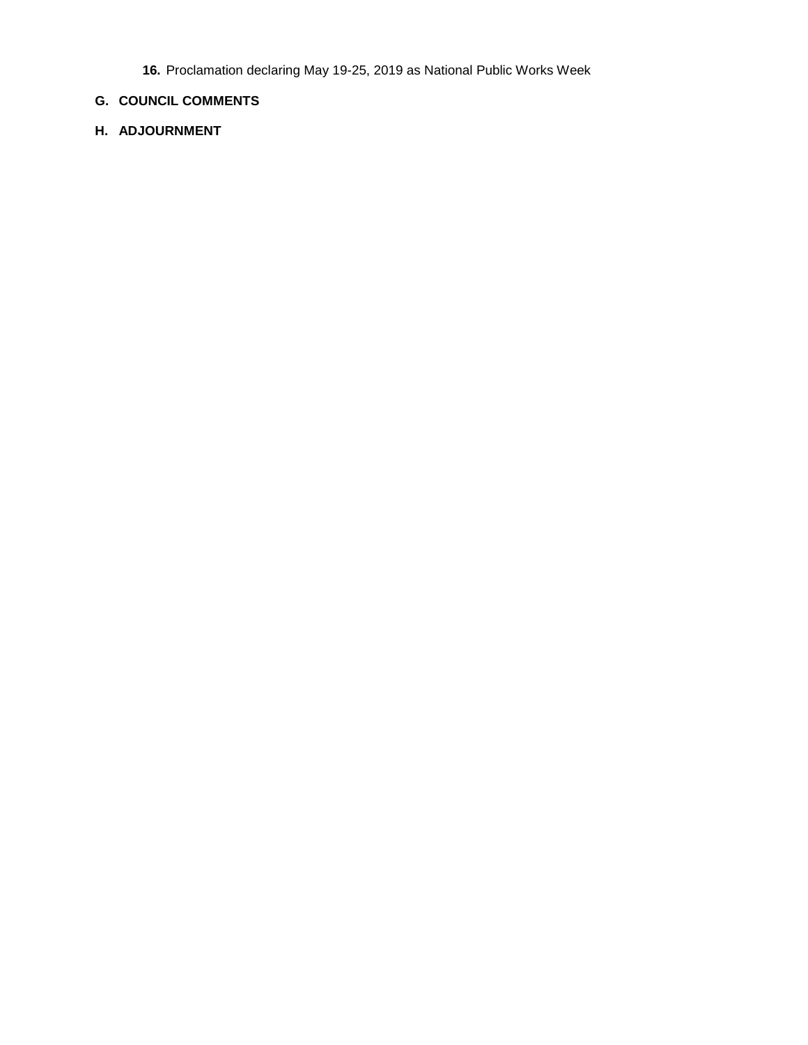**16.** Proclamation declaring May 19-25, 2019 as National Public Works Week

## G. COUNCIL COMMENTS

## H. ADJOURNMENT